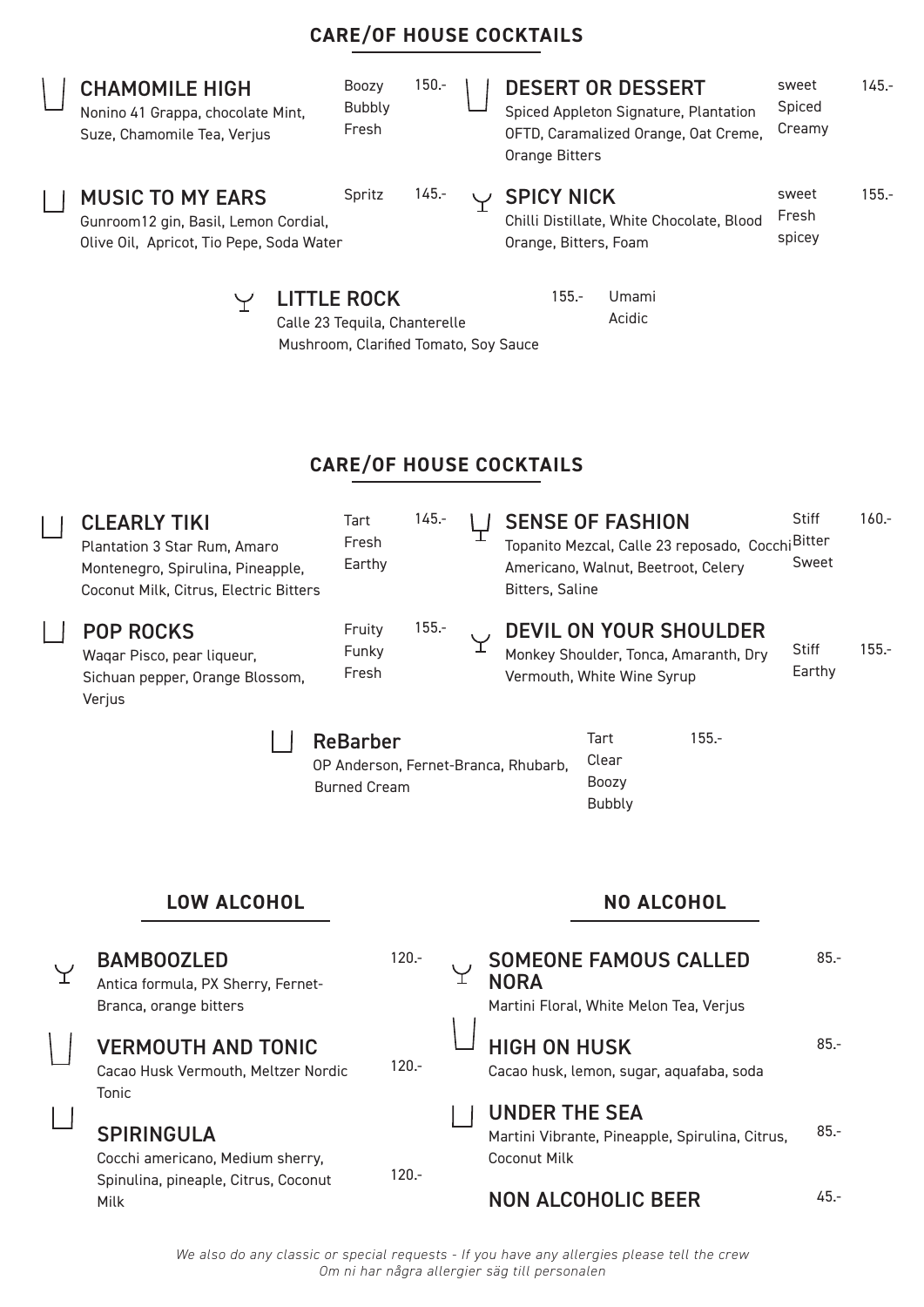## CARE/OF HOUSE COCKTAILS

### CHAMOMILE HIGH
Nonino 41 Grappa, chocolate Mint, Suze, Chamomile Tea, Verjus

Boozy
Bubbly
Fresh

150.-

### DESERT OR DESSERT
Spiced Appleton Signature, Plantation OFTD, Caramalized Orange, Oat Creme, Orange Bitters

sweet
Spiced
Creamy

145.-

### MUSIC TO MY EARS
Gunroom12 gin, Basil, Lemon Cordial, Olive Oil, Apricot, Tio Pepe, Soda Water

Spritz

145.-

### SPICY NICK
Chilli Distillate, White Chocolate, Blood Orange, Bitters, Foam

sweet
Fresh
spicey

155.-

### LITTLE ROCK
Calle 23 Tequila, Chanterelle Mushroom, Clarified Tomato, Soy Sauce

155.-

Umami
Acidic

## CARE/OF HOUSE COCKTAILS

### CLEARLY TIKI
Plantation 3 Star Rum, Amaro Montenegro, Spirulina, Pineapple, Coconut Milk, Citrus, Electric Bitters

Tart
Fresh
Earthy

145.-

### SENSE OF FASHION
Topanito Mezcal, Calle 23 reposado, Cocchi Americano, Walnut, Beetroot, Celery Bitters, Saline

Stiff
Bitter
Sweet

160.-

### POP ROCKS
Waqar Pisco, pear liqueur, Sichuan pepper, Orange Blossom, Verjus

Fruity
Funky
Fresh

155.-

### DEVIL ON YOUR SHOULDER
Monkey Shoulder, Tonca, Amaranth, Dry Vermouth, White Wine Syrup

Stiff
Earthy

155.-

### ReBarber
OP Anderson, Fernet-Branca, Rhubarb, Burned Cream

Tart
Clear
Boozy
Bubbly

155.-

## LOW ALCOHOL

### BAMBOOZLED
Antica formula, PX Sherry, Fernet-Branca, orange bitters

120.-

### VERMOUTH AND TONIC
Cacao Husk Vermouth, Meltzer Nordic Tonic

120.-

### SPIRINGULA
Cocchi americano, Medium sherry, Spinulina, pineaple, Citrus, Coconut Milk

120.-

## NO ALCOHOL

### SOMEONE FAMOUS CALLED NORA
Martini Floral, White Melon Tea, Verjus

85.-

### HIGH ON HUSK
Cacao husk, lemon, sugar, aquafaba, soda

85.-

### UNDER THE SEA
Martini Vibrante, Pineapple, Spirulina, Citrus, Coconut Milk

85.-

### NON ALCOHOLIC BEER

45.-

*We also do any classic or special requests - If you have any allergies please tell the crew*
*Om ni har några allergier säg till personalen*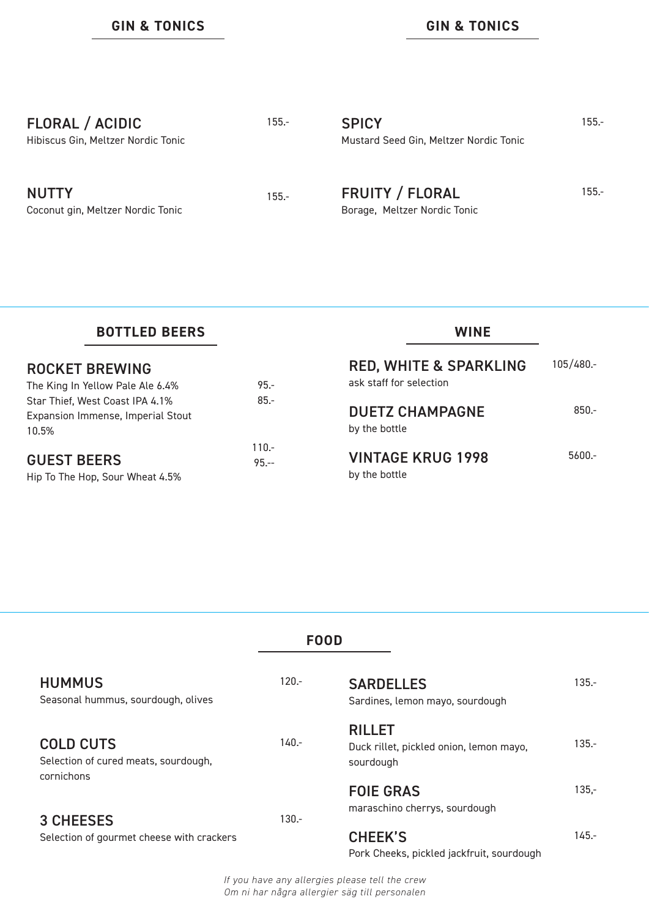## GIN & TONICS

### FLORAL / ACIDIC — 155.-
Hibiscus Gin, Meltzer Nordic Tonic

### NUTTY — 155.-
Coconut gin, Meltzer Nordic Tonic

### SPICY — 155.-
Mustard Seed Gin, Meltzer Nordic Tonic

### FRUITY / FLORAL — 155.-
Borage,  Meltzer Nordic Tonic

## BOTTLED BEERS

### ROCKET BREWING
The King In Yellow Pale Ale 6.4% — 95.-
Star Thief, West Coast IPA 4.1% — 85.-
Expansion Immense, Imperial Stout 10.5% — 110.-

### GUEST BEERS
Hip To The Hop, Sour Wheat 4.5% — 95.--

## WINE

### RED, WHITE & SPARKLING — 105/480.-
ask staff for selection

### DUETZ CHAMPAGNE — 850.-
by the bottle

### VINTAGE KRUG 1998 — 5600.-
by the bottle

## FOOD

### HUMMUS — 120.-
Seasonal hummus, sourdough, olives

### COLD CUTS — 140.-
Selection of cured meats, sourdough, cornichons

### 3 CHEESES — 130.-
Selection of gourmet cheese with crackers

### SARDELLES — 135.-
Sardines, lemon mayo, sourdough

### RILLET — 135.-
Duck rillet, pickled onion, lemon mayo, sourdough

### FOIE GRAS — 135,-
maraschino cherrys, sourdough

### CHEEK'S — 145.-
Pork Cheeks, pickled jackfruit, sourdough

*If you have any allergies please tell the crew*
*Om ni har några allergier säg till personalen*